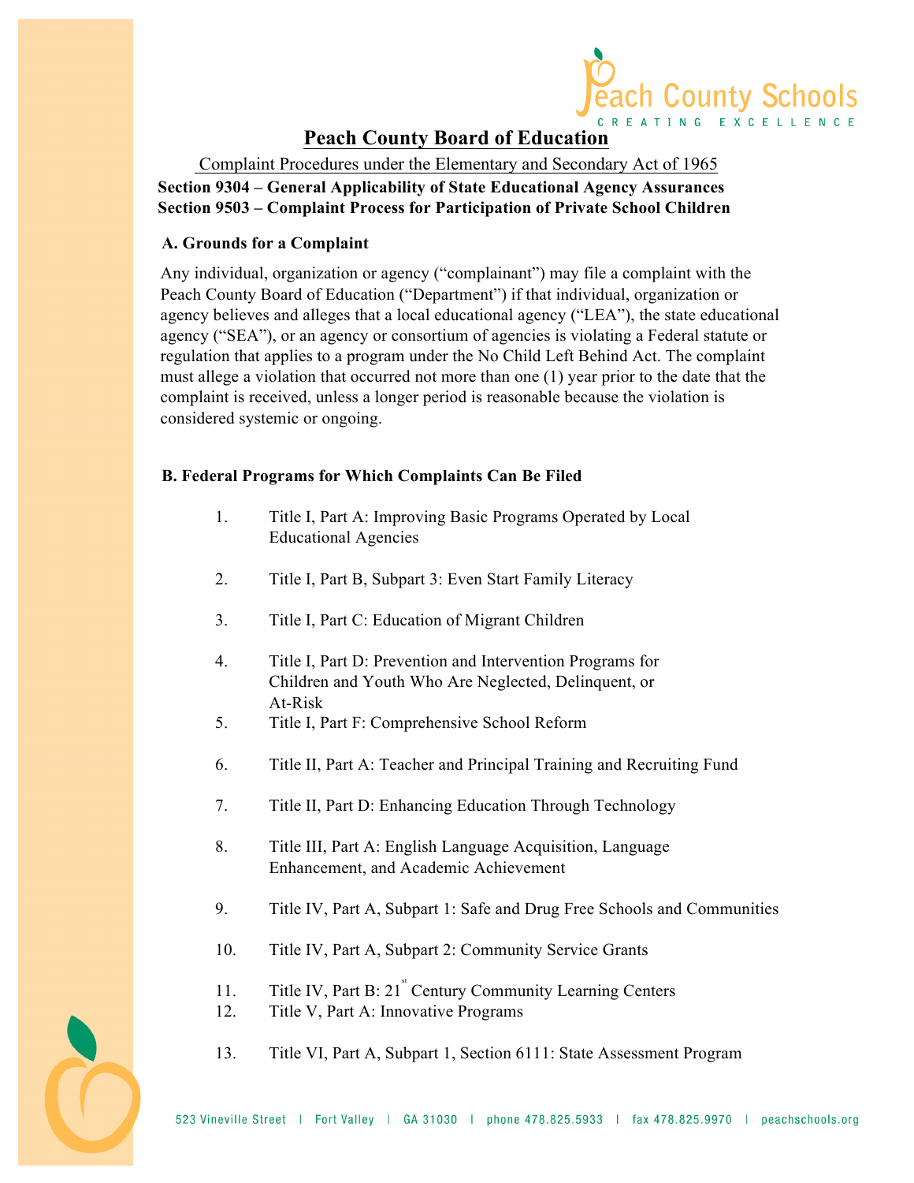# Peach County Board of Education

Complaint Procedures under the Elementary and Secondary Act of 1965

**Section 9304 – General Applicability of State Educational Agency Assurances**
**Section 9503 – Complaint Process for Participation of Private School Children**

### A. Grounds for a Complaint

Any individual, organization or agency ("complainant") may file a complaint with the Peach County Board of Education ("Department") if that individual, organization or agency believes and alleges that a local educational agency ("LEA"), the state educational agency ("SEA"), or an agency or consortium of agencies is violating a Federal statute or regulation that applies to a program under the No Child Left Behind Act. The complaint must allege a violation that occurred not more than one (1) year prior to the date that the complaint is received, unless a longer period is reasonable because the violation is considered systemic or ongoing.

### B. Federal Programs for Which Complaints Can Be Filed

1. Title I, Part A: Improving Basic Programs Operated by Local Educational Agencies
2. Title I, Part B, Subpart 3: Even Start Family Literacy
3. Title I, Part C: Education of Migrant Children
4. Title I, Part D: Prevention and Intervention Programs for Children and Youth Who Are Neglected, Delinquent, or At-Risk
5. Title I, Part F: Comprehensive School Reform
6. Title II, Part A: Teacher and Principal Training and Recruiting Fund
7. Title II, Part D: Enhancing Education Through Technology
8. Title III, Part A: English Language Acquisition, Language Enhancement, and Academic Achievement
9. Title IV, Part A, Subpart 1: Safe and Drug Free Schools and Communities
10. Title IV, Part A, Subpart 2: Community Service Grants
11. Title IV, Part B: 21st Century Community Learning Centers
12. Title V, Part A: Innovative Programs
13. Title VI, Part A, Subpart 1, Section 6111: State Assessment Program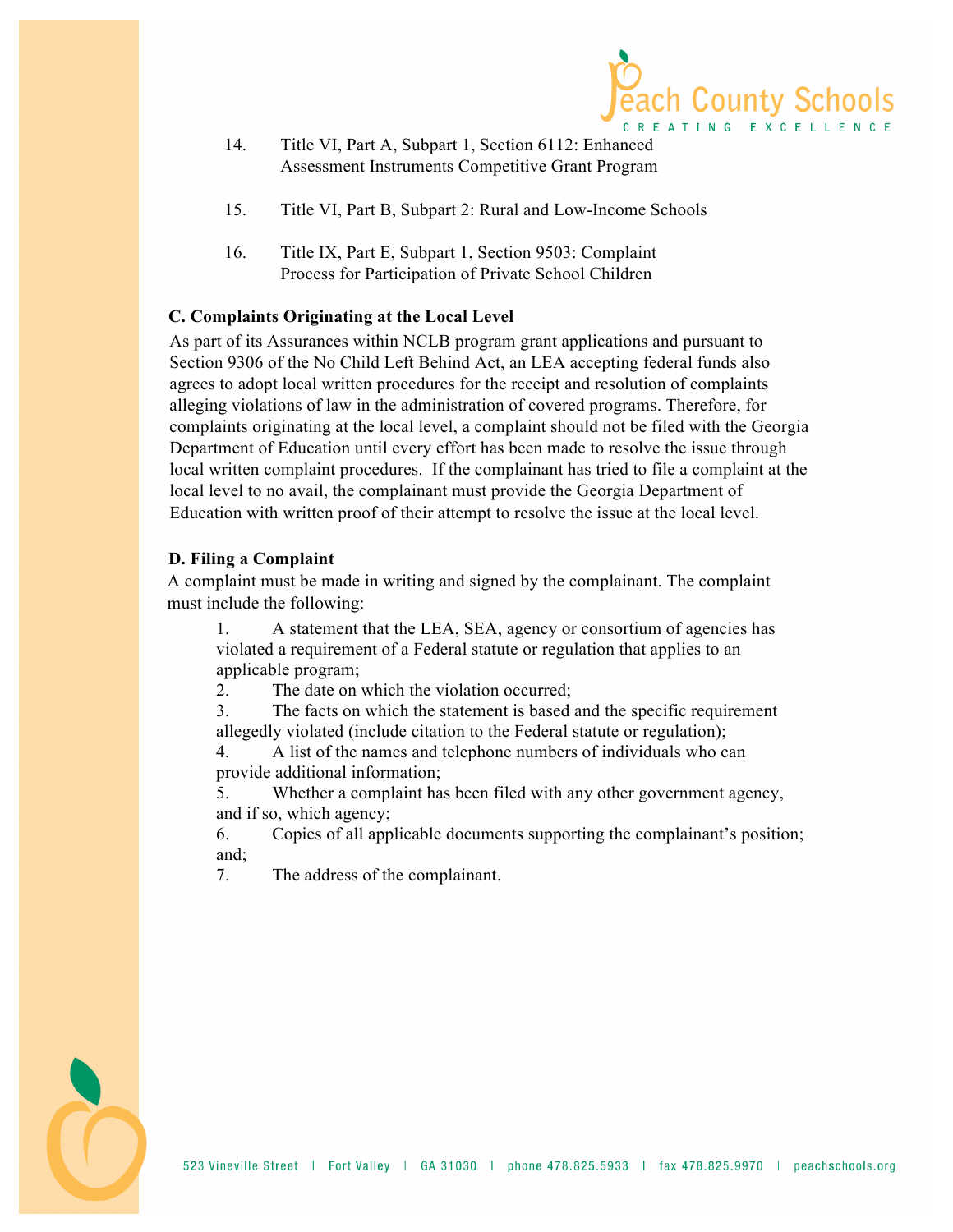14. Title VI, Part A, Subpart 1, Section 6112: Enhanced Assessment Instruments Competitive Grant Program

15. Title VI, Part B, Subpart 2: Rural and Low-Income Schools

16. Title IX, Part E, Subpart 1, Section 9503: Complaint Process for Participation of Private School Children

**C. Complaints Originating at the Local Level**

As part of its Assurances within NCLB program grant applications and pursuant to Section 9306 of the No Child Left Behind Act, an LEA accepting federal funds also agrees to adopt local written procedures for the receipt and resolution of complaints alleging violations of law in the administration of covered programs. Therefore, for complaints originating at the local level, a complaint should not be filed with the Georgia Department of Education until every effort has been made to resolve the issue through local written complaint procedures. If the complainant has tried to file a complaint at the local level to no avail, the complainant must provide the Georgia Department of Education with written proof of their attempt to resolve the issue at the local level.

**D. Filing a Complaint**

A complaint must be made in writing and signed by the complainant. The complaint must include the following:

1. A statement that the LEA, SEA, agency or consortium of agencies has violated a requirement of a Federal statute or regulation that applies to an applicable program;
2. The date on which the violation occurred;
3. The facts on which the statement is based and the specific requirement allegedly violated (include citation to the Federal statute or regulation);
4. A list of the names and telephone numbers of individuals who can provide additional information;
5. Whether a complaint has been filed with any other government agency, and if so, which agency;
6. Copies of all applicable documents supporting the complainant's position; and;
7. The address of the complainant.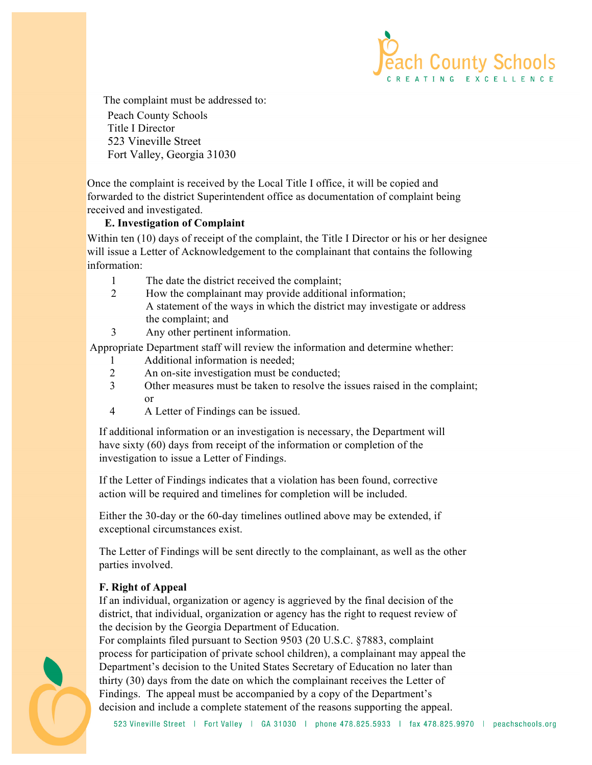The complaint must be addressed to:

Peach County Schools
Title I Director
523 Vineville Street
Fort Valley, Georgia 31030

Once the complaint is received by the Local Title I office, it will be copied and forwarded to the district Superintendent office as documentation of complaint being received and investigated.

**E. Investigation of Complaint**

Within ten (10) days of receipt of the complaint, the Title I Director or his or her designee will issue a Letter of Acknowledgement to the complainant that contains the following information:

1. The date the district received the complaint;
2. How the complainant may provide additional information;
   A statement of the ways in which the district may investigate or address the complaint; and
3. Any other pertinent information.

Appropriate Department staff will review the information and determine whether:

1. Additional information is needed;
2. An on-site investigation must be conducted;
3. Other measures must be taken to resolve the issues raised in the complaint; or
4. A Letter of Findings can be issued.

If additional information or an investigation is necessary, the Department will have sixty (60) days from receipt of the information or completion of the investigation to issue a Letter of Findings.

If the Letter of Findings indicates that a violation has been found, corrective action will be required and timelines for completion will be included.

Either the 30-day or the 60-day timelines outlined above may be extended, if exceptional circumstances exist.

The Letter of Findings will be sent directly to the complainant, as well as the other parties involved.

**F. Right of Appeal**

If an individual, organization or agency is aggrieved by the final decision of the district, that individual, organization or agency has the right to request review of the decision by the Georgia Department of Education.

For complaints filed pursuant to Section 9503 (20 U.S.C. §7883, complaint process for participation of private school children), a complainant may appeal the Department's decision to the United States Secretary of Education no later than thirty (30) days from the date on which the complainant receives the Letter of Findings. The appeal must be accompanied by a copy of the Department's decision and include a complete statement of the reasons supporting the appeal.